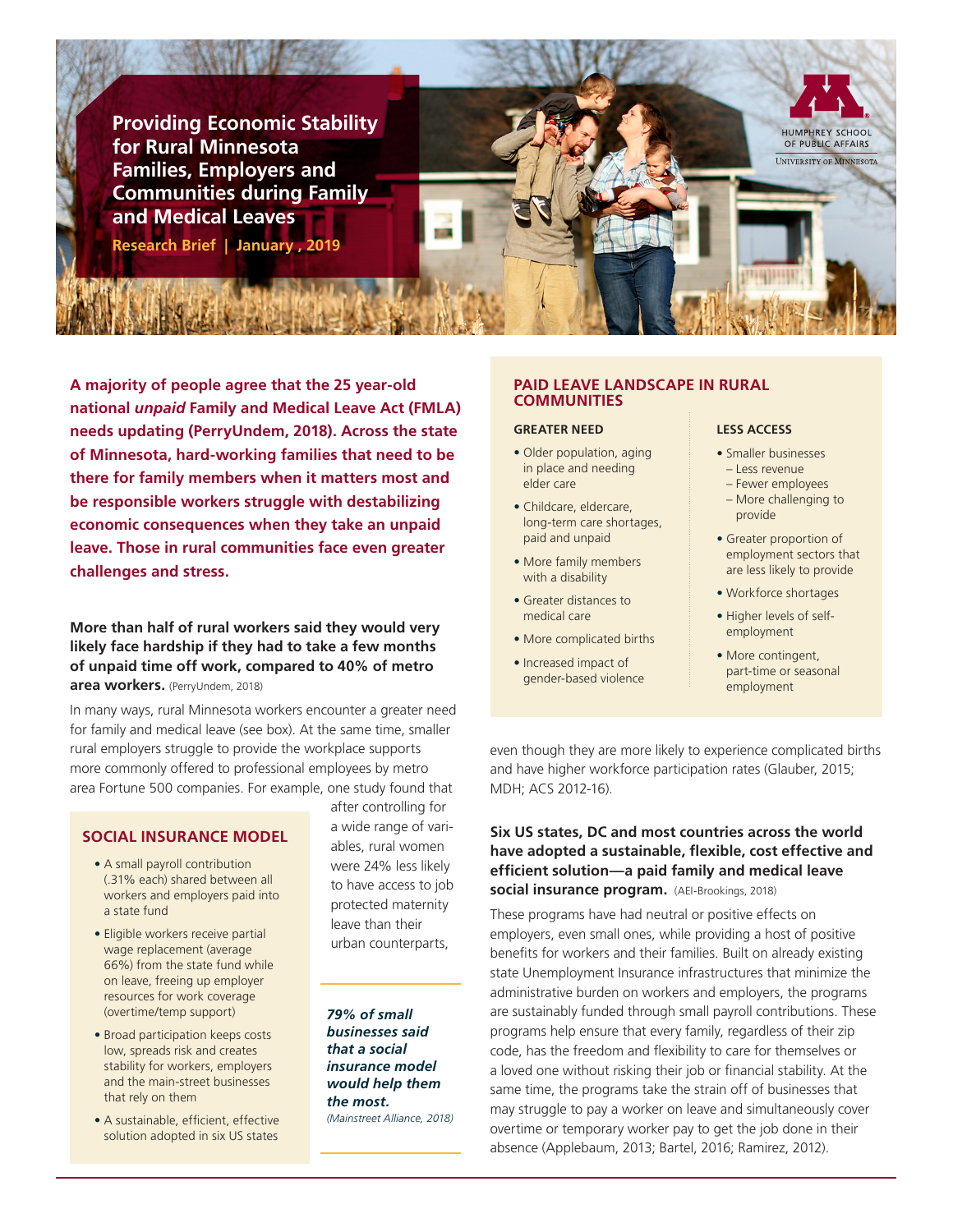# Providing Economic Stability for Rural Minnesota Families, Employers and Communities during Family and Medical Leaves

**Research Brief | January , 2019**

HUMPHREY SCHOOL OF PUBLIC AFFAIRS
UNIVERSITY OF MINNESOTA

**A majority of people agree that the 25 year-old national *unpaid* Family and Medical Leave Act (FMLA) needs updating (PerryUndem, 2018). Across the state of Minnesota, hard-working families that need to be there for family members when it matters most and be responsible workers struggle with destabilizing economic consequences when they take an unpaid leave. Those in rural communities face even greater challenges and stress.**

**More than half of rural workers said they would very likely face hardship if they had to take a few months of unpaid time off work, compared to 40% of metro area workers.** (PerryUndem, 2018)

In many ways, rural Minnesota workers encounter a greater need for family and medical leave (see box). At the same time, smaller rural employers struggle to provide the workplace supports more commonly offered to professional employees by metro area Fortune 500 companies. For example, one study found that after controlling for a wide range of variables, rural women were 24% less likely to have access to job protected maternity leave than their urban counterparts, even though they are more likely to experience complicated births and have higher workforce participation rates (Glauber, 2015; MDH; ACS 2012-16).

## SOCIAL INSURANCE MODEL

- A small payroll contribution (.31% each) shared between all workers and employers paid into a state fund
- Eligible workers receive partial wage replacement (average 66%) from the state fund while on leave, freeing up employer resources for work coverage (overtime/temp support)
- Broad participation keeps costs low, spreads risk and creates stability for workers, employers and the main-street businesses that rely on them
- A sustainable, efficient, effective solution adopted in six US states

***79% of small businesses said that a social insurance model would help them the most.***
*(Mainstreet Alliance, 2018)*

## PAID LEAVE LANDSCAPE IN RURAL COMMUNITIES

### GREATER NEED

- Older population, aging in place and needing elder care
- Childcare, eldercare, long-term care shortages, paid and unpaid
- More family members with a disability
- Greater distances to medical care
- More complicated births
- Increased impact of gender-based violence

### LESS ACCESS

- Smaller businesses
  - Less revenue
  - Fewer employees
  - More challenging to provide
- Greater proportion of employment sectors that are less likely to provide
- Workforce shortages
- Higher levels of self-employment
- More contingent, part-time or seasonal employment

**Six US states, DC and most countries across the world have adopted a sustainable, flexible, cost effective and efficient solution—a paid family and medical leave social insurance program.** (AEI-Brookings, 2018)

These programs have had neutral or positive effects on employers, even small ones, while providing a host of positive benefits for workers and their families. Built on already existing state Unemployment Insurance infrastructures that minimize the administrative burden on workers and employers, the programs are sustainably funded through small payroll contributions. These programs help ensure that every family, regardless of their zip code, has the freedom and flexibility to care for themselves or a loved one without risking their job or financial stability. At the same time, the programs take the strain off of businesses that may struggle to pay a worker on leave and simultaneously cover overtime or temporary worker pay to get the job done in their absence (Applebaum, 2013; Bartel, 2016; Ramirez, 2012).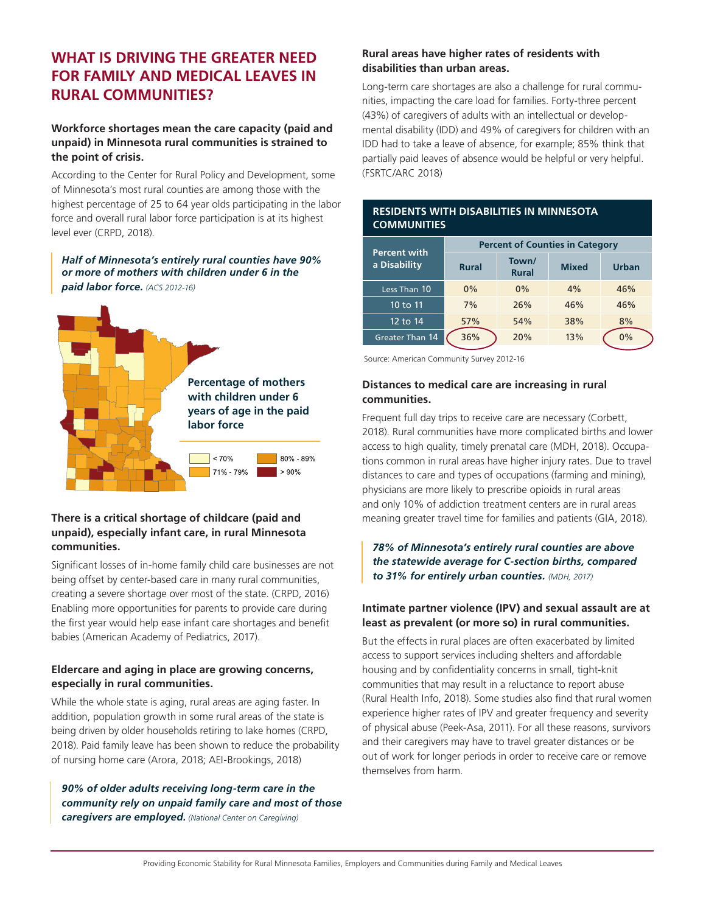## WHAT IS DRIVING THE GREATER NEED FOR FAMILY AND MEDICAL LEAVES IN RURAL COMMUNITIES?

### Workforce shortages mean the care capacity (paid and unpaid) in Minnesota rural communities is strained to the point of crisis.

According to the Center for Rural Policy and Development, some of Minnesota's most rural counties are among those with the highest percentage of 25 to 64 year olds participating in the labor force and overall rural labor force participation is at its highest level ever (CRPD, 2018).

***Half of Minnesota's entirely rural counties have 90% or more of mothers with children under 6 in the paid labor force.*** *(ACS 2012-16)*

Percentage of mothers with children under 6 years of age in the paid labor force

< 70%
71% - 79%
80% - 89%
> 90%

### There is a critical shortage of childcare (paid and unpaid), especially infant care, in rural Minnesota communities.

Significant losses of in-home family child care businesses are not being offset by center-based care in many rural communities, creating a severe shortage over most of the state. (CRPD, 2016) Enabling more opportunities for parents to provide care during the first year would help ease infant care shortages and benefit babies (American Academy of Pediatrics, 2017).

### Eldercare and aging in place are growing concerns, especially in rural communities.

While the whole state is aging, rural areas are aging faster. In addition, population growth in some rural areas of the state is being driven by older households retiring to lake homes (CRPD, 2018). Paid family leave has been shown to reduce the probability of nursing home care (Arora, 2018; AEI-Brookings, 2018)

***90% of older adults receiving long-term care in the community rely on unpaid family care and most of those caregivers are employed.*** *(National Center on Caregiving)*

### Rural areas have higher rates of residents with disabilities than urban areas.

Long-term care shortages are also a challenge for rural communities, impacting the care load for families. Forty-three percent (43%) of caregivers of adults with an intellectual or developmental disability (IDD) and 49% of caregivers for children with an IDD had to take a leave of absence, for example; 85% think that partially paid leaves of absence would be helpful or very helpful. (FSRTC/ARC 2018)

**RESIDENTS WITH DISABILITIES IN MINNESOTA COMMUNITIES**

| Percent with a Disability | Percent of Counties in Category | | | |
|---|---|---|---|---|
| | Rural | Town/ Rural | Mixed | Urban |
| Less Than 10 | 0% | 0% | 4% | 46% |
| 10 to 11 | 7% | 26% | 46% | 46% |
| 12 to 14 | 57% | 54% | 38% | 8% |
| Greater Than 14 | 36% | 20% | 13% | 0% |

Source: American Community Survey 2012-16

### Distances to medical care are increasing in rural communities.

Frequent full day trips to receive care are necessary (Corbett, 2018). Rural communities have more complicated births and lower access to high quality, timely prenatal care (MDH, 2018). Occupations common in rural areas have higher injury rates. Due to travel distances to care and types of occupations (farming and mining), physicians are more likely to prescribe opioids in rural areas and only 10% of addiction treatment centers are in rural areas meaning greater travel time for families and patients (GIA, 2018).

***78% of Minnesota's entirely rural counties are above the statewide average for C-section births, compared to 31% for entirely urban counties.*** *(MDH, 2017)*

### Intimate partner violence (IPV) and sexual assault are at least as prevalent (or more so) in rural communities.

But the effects in rural places are often exacerbated by limited access to support services including shelters and affordable housing and by confidentiality concerns in small, tight-knit communities that may result in a reluctance to report abuse (Rural Health Info, 2018). Some studies also find that rural women experience higher rates of IPV and greater frequency and severity of physical abuse (Peek-Asa, 2011). For all these reasons, survivors and their caregivers may have to travel greater distances or be out of work for longer periods in order to receive care or remove themselves from harm.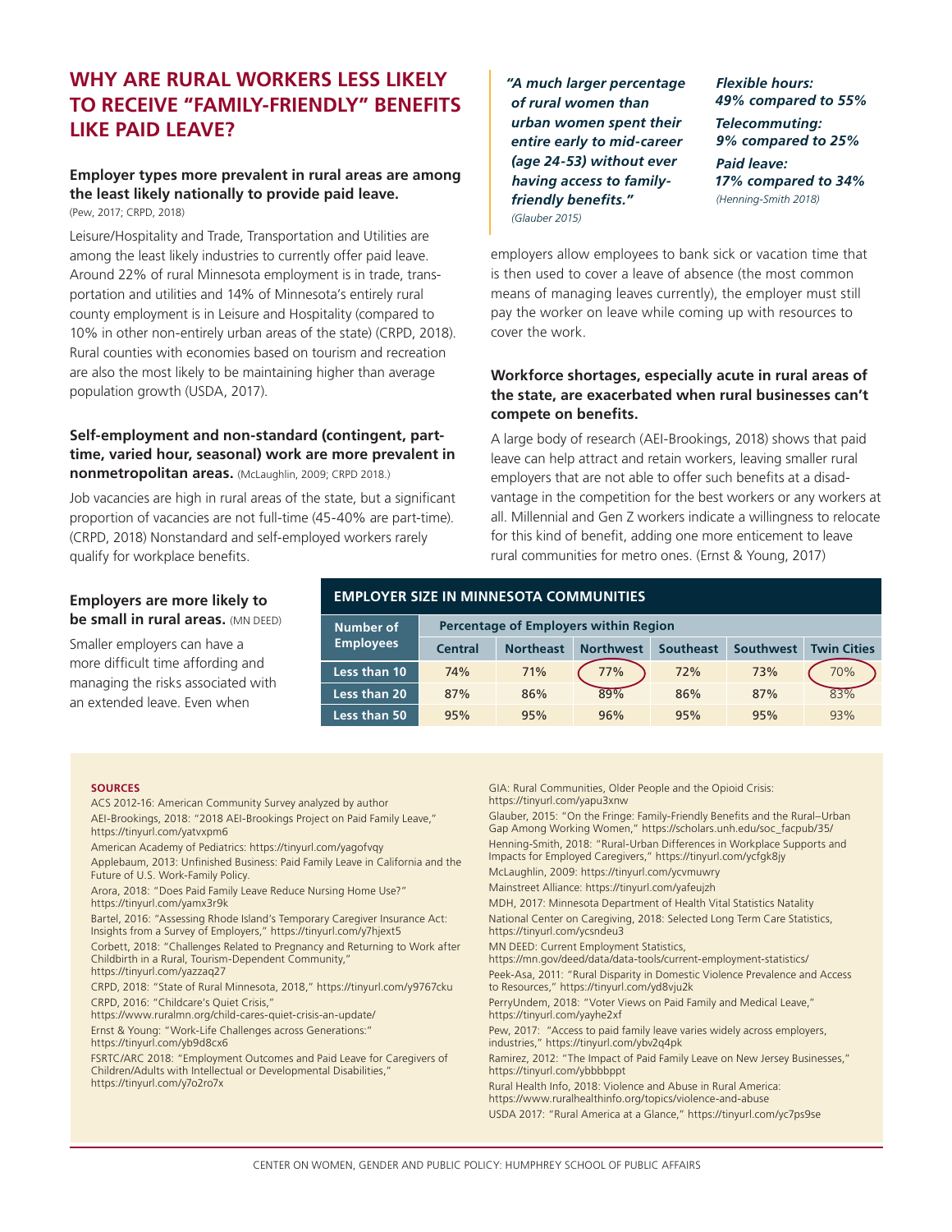## WHY ARE RURAL WORKERS LESS LIKELY TO RECEIVE "FAMILY-FRIENDLY" BENEFITS LIKE PAID LEAVE?

**Employer types more prevalent in rural areas are among the least likely nationally to provide paid leave.** (Pew, 2017; CRPD, 2018)

Leisure/Hospitality and Trade, Transportation and Utilities are among the least likely industries to currently offer paid leave. Around 22% of rural Minnesota employment is in trade, transportation and utilities and 14% of Minnesota's entirely rural county employment is in Leisure and Hospitality (compared to 10% in other non-entirely urban areas of the state) (CRPD, 2018). Rural counties with economies based on tourism and recreation are also the most likely to be maintaining higher than average population growth (USDA, 2017).

**Self-employment and non-standard (contingent, part-time, varied hour, seasonal) work are more prevalent in nonmetropolitan areas.** (McLaughlin, 2009; CRPD 2018.)

Job vacancies are high in rural areas of the state, but a significant proportion of vacancies are not full-time (45-40% are part-time). (CRPD, 2018) Nonstandard and self-employed workers rarely qualify for workplace benefits.

**Employers are more likely to be small in rural areas.** (MN DEED)

Smaller employers can have a more difficult time affording and managing the risks associated with an extended leave. Even when employers allow employees to bank sick or vacation time that is then used to cover a leave of absence (the most common means of managing leaves currently), the employer must still pay the worker on leave while coming up with resources to cover the work.

***"A much larger percentage of rural women than urban women spent their entire early to mid-career (age 24-53) without ever having access to family-friendly benefits."***
*(Glauber 2015)*

***Flexible hours:***
***49% compared to 55%***

***Telecommuting:***
***9% compared to 25%***

***Paid leave:***
***17% compared to 34%***
*(Henning-Smith 2018)*

**Workforce shortages, especially acute in rural areas of the state, are exacerbated when rural businesses can't compete on benefits.**

A large body of research (AEI-Brookings, 2018) shows that paid leave can help attract and retain workers, leaving smaller rural employers that are not able to offer such benefits at a disadvantage in the competition for the best workers or any workers at all. Millennial and Gen Z workers indicate a willingness to relocate for this kind of benefit, adding one more enticement to leave rural communities for metro ones. (Ernst & Young, 2017)

**EMPLOYER SIZE IN MINNESOTA COMMUNITIES**

| Number of Employees | Percentage of Employers within Region | | | | | |
|---|---|---|---|---|---|---|
| | Central | Northeast | Northwest | Southeast | Southwest | Twin Cities |
| Less than 10 | 74% | 71% | 77% | 72% | 73% | 70% |
| Less than 20 | 87% | 86% | 89% | 86% | 87% | 83% |
| Less than 50 | 95% | 95% | 96% | 95% | 95% | 93% |

**SOURCES**

ACS 2012-16: American Community Survey analyzed by author

AEI-Brookings, 2018: "2018 AEI-Brookings Project on Paid Family Leave," https://tinyurl.com/yatvxpm6

American Academy of Pediatrics: https://tinyurl.com/yagofvqy

Applebaum, 2013: Unfinished Business: Paid Family Leave in California and the Future of U.S. Work-Family Policy.

Arora, 2018: "Does Paid Family Leave Reduce Nursing Home Use?" https://tinyurl.com/yamx3r9k

Bartel, 2016: "Assessing Rhode Island's Temporary Caregiver Insurance Act: Insights from a Survey of Employers," https://tinyurl.com/y7hjext5

Corbett, 2018: "Challenges Related to Pregnancy and Returning to Work after Childbirth in a Rural, Tourism-Dependent Community," https://tinyurl.com/yazzaq27

CRPD, 2018: "State of Rural Minnesota, 2018," https://tinyurl.com/y9767cku

CRPD, 2016: "Childcare's Quiet Crisis," https://www.ruralmn.org/child-cares-quiet-crisis-an-update/

Ernst & Young: "Work-Life Challenges across Generations:" https://tinyurl.com/yb9d8cx6

FSRTC/ARC 2018: "Employment Outcomes and Paid Leave for Caregivers of Children/Adults with Intellectual or Developmental Disabilities," https://tinyurl.com/y7o2ro7x

GIA: Rural Communities, Older People and the Opioid Crisis: https://tinyurl.com/yapu3xnw

Glauber, 2015: "On the Fringe: Family-Friendly Benefits and the Rural–Urban Gap Among Working Women," https://scholars.unh.edu/soc_facpub/35/

Henning-Smith, 2018: "Rural-Urban Differences in Workplace Supports and Impacts for Employed Caregivers," https://tinyurl.com/ycfgk8jy

McLaughlin, 2009: https://tinyurl.com/ycvmuwry

Mainstreet Alliance: https://tinyurl.com/yafeujzh

MDH, 2017: Minnesota Department of Health Vital Statistics Natality

National Center on Caregiving, 2018: Selected Long Term Care Statistics, https://tinyurl.com/ycsndeu3

MN DEED: Current Employment Statistics, https://mn.gov/deed/data/data-tools/current-employment-statistics/

Peek-Asa, 2011: "Rural Disparity in Domestic Violence Prevalence and Access to Resources," https://tinyurl.com/yd8vju2k

PerryUndem, 2018: "Voter Views on Paid Family and Medical Leave," https://tinyurl.com/yayhe2xf

Pew, 2017: "Access to paid family leave varies widely across employers, industries," https://tinyurl.com/ybv2q4pk

Ramirez, 2012: "The Impact of Paid Family Leave on New Jersey Businesses," https://tinyurl.com/ybbbbppt

Rural Health Info, 2018: Violence and Abuse in Rural America: https://www.ruralhealthinfo.org/topics/violence-and-abuse

USDA 2017: "Rural America at a Glance," https://tinyurl.com/yc7ps9se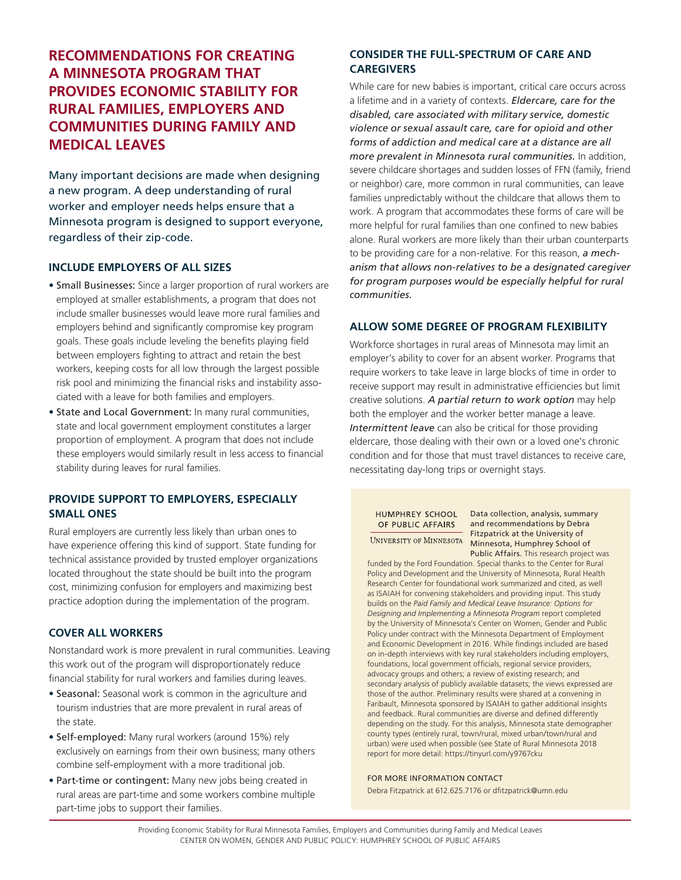# RECOMMENDATIONS FOR CREATING A MINNESOTA PROGRAM THAT PROVIDES ECONOMIC STABILITY FOR RURAL FAMILIES, EMPLOYERS AND COMMUNITIES DURING FAMILY AND MEDICAL LEAVES

Many important decisions are made when designing a new program. A deep understanding of rural worker and employer needs helps ensure that a Minnesota program is designed to support everyone, regardless of their zip-code.

### INCLUDE EMPLOYERS OF ALL SIZES

- Small Businesses: Since a larger proportion of rural workers are employed at smaller establishments, a program that does not include smaller businesses would leave more rural families and employers behind and significantly compromise key program goals. These goals include leveling the benefits playing field between employers fighting to attract and retain the best workers, keeping costs for all low through the largest possible risk pool and minimizing the financial risks and instability associated with a leave for both families and employers.
- State and Local Government: In many rural communities, state and local government employment constitutes a larger proportion of employment. A program that does not include these employers would similarly result in less access to financial stability during leaves for rural families.

### PROVIDE SUPPORT TO EMPLOYERS, ESPECIALLY SMALL ONES

Rural employers are currently less likely than urban ones to have experience offering this kind of support. State funding for technical assistance provided by trusted employer organizations located throughout the state should be built into the program cost, minimizing confusion for employers and maximizing best practice adoption during the implementation of the program.

### COVER ALL WORKERS

Nonstandard work is more prevalent in rural communities. Leaving this work out of the program will disproportionately reduce financial stability for rural workers and families during leaves.

- Seasonal: Seasonal work is common in the agriculture and tourism industries that are more prevalent in rural areas of the state.
- Self-employed: Many rural workers (around 15%) rely exclusively on earnings from their own business; many others combine self-employment with a more traditional job.
- Part-time or contingent: Many new jobs being created in rural areas are part-time and some workers combine multiple part-time jobs to support their families.

### CONSIDER THE FULL-SPECTRUM OF CARE AND CAREGIVERS

While care for new babies is important, critical care occurs across a lifetime and in a variety of contexts. *Eldercare, care for the disabled, care associated with military service, domestic violence or sexual assault care, care for opioid and other forms of addiction and medical care at a distance are all more prevalent in Minnesota rural communities.* In addition, severe childcare shortages and sudden losses of FFN (family, friend or neighbor) care, more common in rural communities, can leave families unpredictably without the childcare that allows them to work. A program that accommodates these forms of care will be more helpful for rural families than one confined to new babies alone. Rural workers are more likely than their urban counterparts to be providing care for a non-relative. For this reason, *a mechanism that allows non-relatives to be a designated caregiver for program purposes would be especially helpful for rural communities.*

### ALLOW SOME DEGREE OF PROGRAM FLEXIBILITY

Workforce shortages in rural areas of Minnesota may limit an employer's ability to cover for an absent worker. Programs that require workers to take leave in large blocks of time in order to receive support may result in administrative efficiencies but limit creative solutions. *A partial return to work option* may help both the employer and the worker better manage a leave. *Intermittent leave* can also be critical for those providing eldercare, those dealing with their own or a loved one's chronic condition and for those that must travel distances to receive care, necessitating day-long trips or overnight stays.

HUMPHREY SCHOOL OF PUBLIC AFFAIRS
UNIVERSITY OF MINNESOTA

**Data collection, analysis, summary and recommendations by Debra Fitzpatrick at the University of Minnesota, Humphrey School of Public Affairs.** This research project was funded by the Ford Foundation. Special thanks to the Center for Rural Policy and Development and the University of Minnesota, Rural Health Research Center for foundational work summarized and cited, as well as ISAIAH for convening stakeholders and providing input. This study builds on the *Paid Family and Medical Leave Insurance: Options for Designing and Implementing a Minnesota Program* report completed by the University of Minnesota's Center on Women, Gender and Public Policy under contract with the Minnesota Department of Employment and Economic Development in 2016. While findings included are based on in-depth interviews with key rural stakeholders including employers, foundations, local government officials, regional service providers, advocacy groups and others; a review of existing research; and secondary analysis of publicly available datasets; the views expressed are those of the author. Preliminary results were shared at a convening in Faribault, Minnesota sponsored by ISAIAH to gather additional insights and feedback. Rural communities are diverse and defined differently depending on the study. For this analysis, Minnesota state demographer county types (entirely rural, town/rural, mixed urban/town/rural and urban) were used when possible (see State of Rural Minnesota 2018 report for more detail: https://tinyurl.com/y9767cku

FOR MORE INFORMATION CONTACT

Debra Fitzpatrick at 612.625.7176 or dfitzpatrick@umn.edu